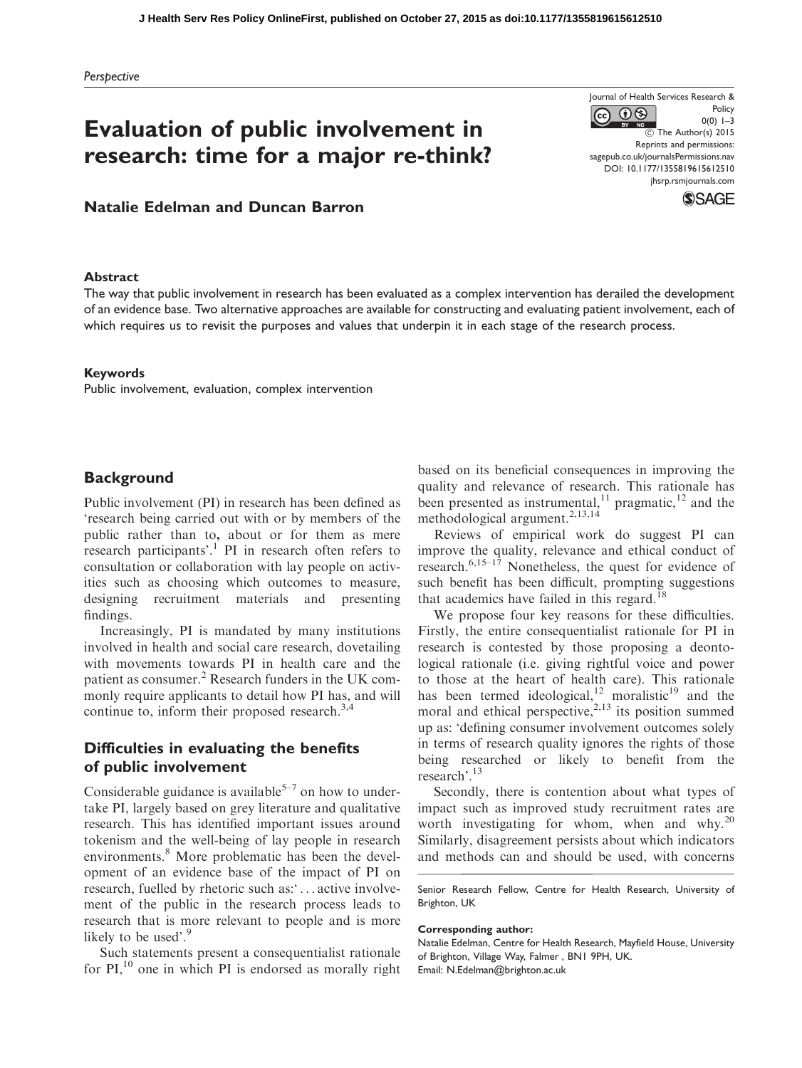Perspective

# Evaluation of public involvement in research: time for a major re-think?

**Natalie Edelman and Duncan Barron**

## Abstract

The way that public involvement in research has been evaluated as a complex intervention has derailed the development of an evidence base. Two alternative approaches are available for constructing and evaluating patient involvement, each of which requires us to revisit the purposes and values that underpin it in each stage of the research process.

## Keywords

Public involvement, evaluation, complex intervention

## Background

Public involvement (PI) in research has been defined as 'research being carried out with or by members of the public rather than to, about or for them as mere research participants'.[1] PI in research often refers to consultation or collaboration with lay people on activities such as choosing which outcomes to measure, designing recruitment materials and presenting findings.

Increasingly, PI is mandated by many institutions involved in health and social care research, dovetailing with movements towards PI in health care and the patient as consumer.[2] Research funders in the UK commonly require applicants to detail how PI has, and will continue to, inform their proposed research.[3,4]

## Difficulties in evaluating the benefits of public involvement

Considerable guidance is available[5–7] on how to undertake PI, largely based on grey literature and qualitative research. This has identified important issues around tokenism and the well-being of lay people in research environments.[8] More problematic has been the development of an evidence base of the impact of PI on research, fuelled by rhetoric such as:'... active involvement of the public in the research process leads to research that is more relevant to people and is more likely to be used'.[9]

Such statements present a consequentialist rationale for PI,[10] one in which PI is endorsed as morally right based on its beneficial consequences in improving the quality and relevance of research. This rationale has been presented as instrumental,[11] pragmatic,[12] and the methodological argument.[2,13,14]

Reviews of empirical work do suggest PI can improve the quality, relevance and ethical conduct of research.[6,15–17] Nonetheless, the quest for evidence of such benefit has been difficult, prompting suggestions that academics have failed in this regard.[18]

We propose four key reasons for these difficulties. Firstly, the entire consequentialist rationale for PI in research is contested by those proposing a deontological rationale (i.e. giving rightful voice and power to those at the heart of health care). This rationale has been termed ideological,[12] moralistic[19] and the moral and ethical perspective,[2,13] its position summed up as: 'defining consumer involvement outcomes solely in terms of research quality ignores the rights of those being researched or likely to benefit from the research'.[13]

Secondly, there is contention about what types of impact such as improved study recruitment rates are worth investigating for whom, when and why.[20] Similarly, disagreement persists about which indicators and methods can and should be used, with concerns

Senior Research Fellow, Centre for Health Research, University of Brighton, UK

**Corresponding author:**
Natalie Edelman, Centre for Health Research, Mayfield House, University of Brighton, Village Way, Falmer , BN1 9PH, UK.
Email: N.Edelman@brighton.ac.uk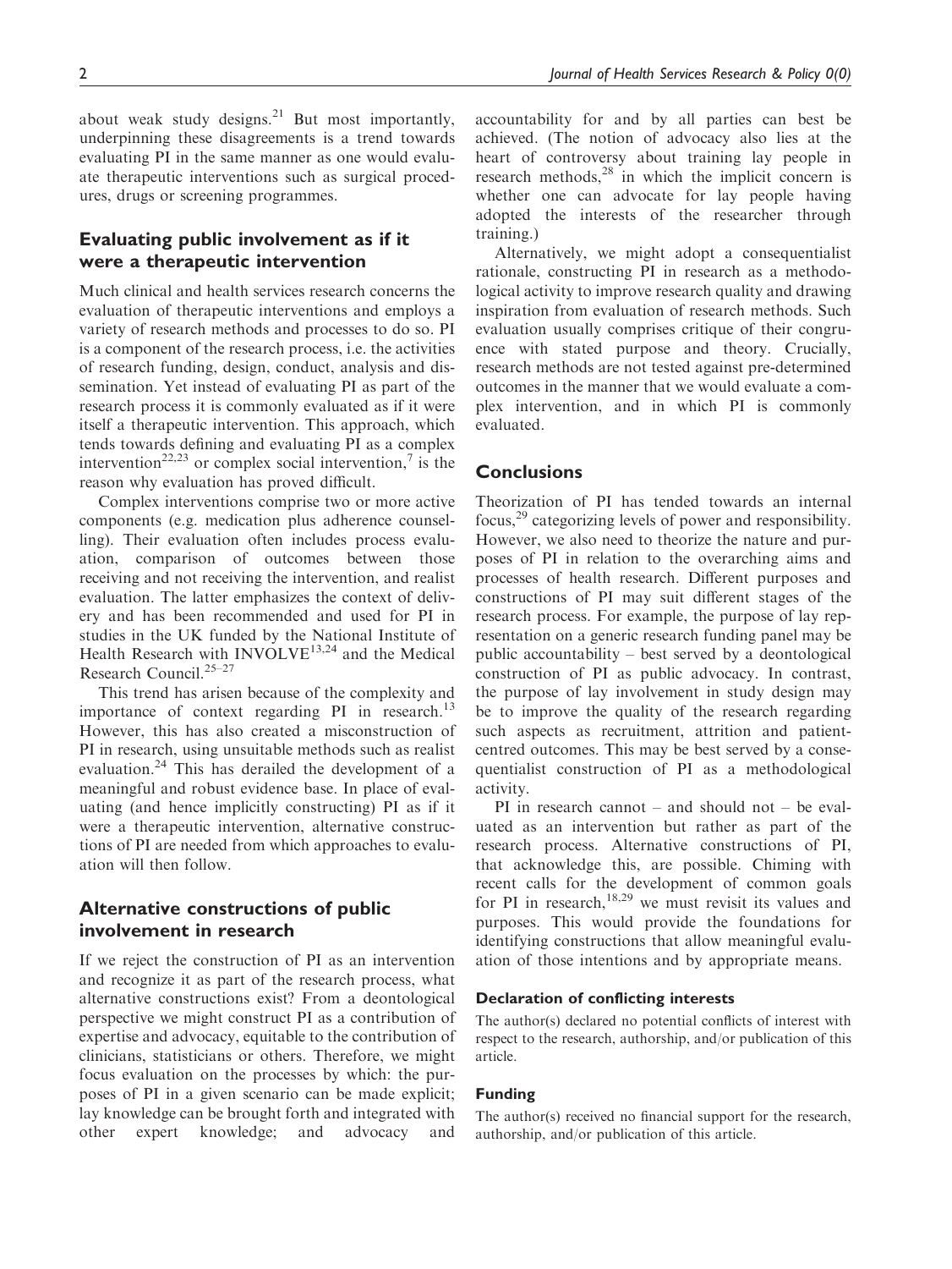about weak study designs.[21] But most importantly, underpinning these disagreements is a trend towards evaluating PI in the same manner as one would evaluate therapeutic interventions such as surgical procedures, drugs or screening programmes.

## Evaluating public involvement as if it were a therapeutic intervention

Much clinical and health services research concerns the evaluation of therapeutic interventions and employs a variety of research methods and processes to do so. PI is a component of the research process, i.e. the activities of research funding, design, conduct, analysis and dissemination. Yet instead of evaluating PI as part of the research process it is commonly evaluated as if it were itself a therapeutic intervention. This approach, which tends towards defining and evaluating PI as a complex intervention[22,23] or complex social intervention,[7] is the reason why evaluation has proved difficult.

Complex interventions comprise two or more active components (e.g. medication plus adherence counselling). Their evaluation often includes process evaluation, comparison of outcomes between those receiving and not receiving the intervention, and realist evaluation. The latter emphasizes the context of delivery and has been recommended and used for PI in studies in the UK funded by the National Institute of Health Research with INVOLVE[13,24] and the Medical Research Council.[25–27]

This trend has arisen because of the complexity and importance of context regarding PI in research.[13] However, this has also created a misconstruction of PI in research, using unsuitable methods such as realist evaluation.[24] This has derailed the development of a meaningful and robust evidence base. In place of evaluating (and hence implicitly constructing) PI as if it were a therapeutic intervention, alternative constructions of PI are needed from which approaches to evaluation will then follow.

## Alternative constructions of public involvement in research

If we reject the construction of PI as an intervention and recognize it as part of the research process, what alternative constructions exist? From a deontological perspective we might construct PI as a contribution of expertise and advocacy, equitable to the contribution of clinicians, statisticians or others. Therefore, we might focus evaluation on the processes by which: the purposes of PI in a given scenario can be made explicit; lay knowledge can be brought forth and integrated with other expert knowledge; and advocacy and accountability for and by all parties can best be achieved. (The notion of advocacy also lies at the heart of controversy about training lay people in research methods,[28] in which the implicit concern is whether one can advocate for lay people having adopted the interests of the researcher through training.)

Alternatively, we might adopt a consequentialist rationale, constructing PI in research as a methodological activity to improve research quality and drawing inspiration from evaluation of research methods. Such evaluation usually comprises critique of their congruence with stated purpose and theory. Crucially, research methods are not tested against pre-determined outcomes in the manner that we would evaluate a complex intervention, and in which PI is commonly evaluated.

## Conclusions

Theorization of PI has tended towards an internal focus,[29] categorizing levels of power and responsibility. However, we also need to theorize the nature and purposes of PI in relation to the overarching aims and processes of health research. Different purposes and constructions of PI may suit different stages of the research process. For example, the purpose of lay representation on a generic research funding panel may be public accountability – best served by a deontological construction of PI as public advocacy. In contrast, the purpose of lay involvement in study design may be to improve the quality of the research regarding such aspects as recruitment, attrition and patient-centred outcomes. This may be best served by a consequentialist construction of PI as a methodological activity.

PI in research cannot – and should not – be evaluated as an intervention but rather as part of the research process. Alternative constructions of PI, that acknowledge this, are possible. Chiming with recent calls for the development of common goals for PI in research,[18,29] we must revisit its values and purposes. This would provide the foundations for identifying constructions that allow meaningful evaluation of those intentions and by appropriate means.

### Declaration of conflicting interests

The author(s) declared no potential conflicts of interest with respect to the research, authorship, and/or publication of this article.

### Funding

The author(s) received no financial support for the research, authorship, and/or publication of this article.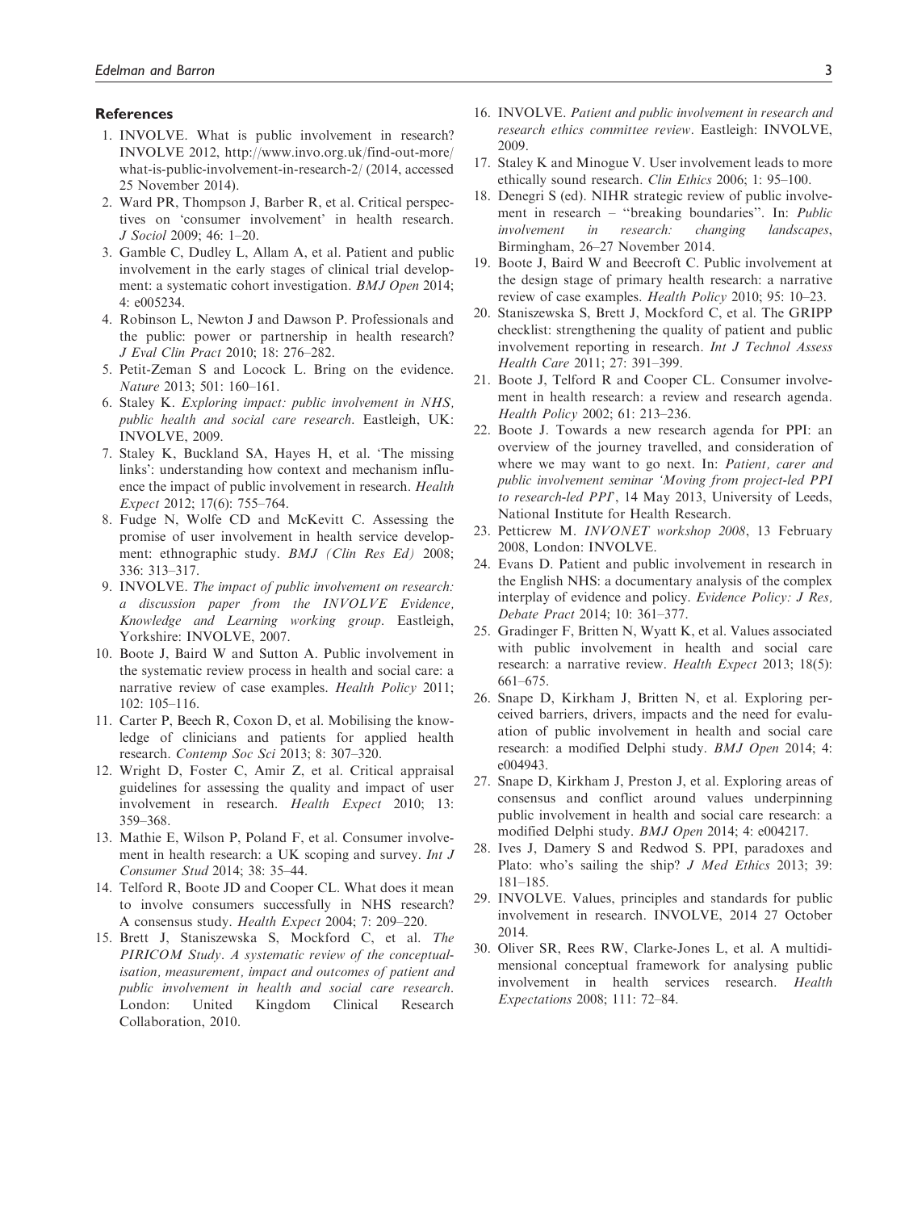## References

1. INVOLVE. What is public involvement in research? INVOLVE 2012, http://www.invo.org.uk/find-out-more/what-is-public-involvement-in-research-2/ (2014, accessed 25 November 2014).
2. Ward PR, Thompson J, Barber R, et al. Critical perspectives on 'consumer involvement' in health research. *J Sociol* 2009; 46: 1–20.
3. Gamble C, Dudley L, Allam A, et al. Patient and public involvement in the early stages of clinical trial development: a systematic cohort investigation. *BMJ Open* 2014; 4: e005234.
4. Robinson L, Newton J and Dawson P. Professionals and the public: power or partnership in health research? *J Eval Clin Pract* 2010; 18: 276–282.
5. Petit-Zeman S and Locock L. Bring on the evidence. *Nature* 2013; 501: 160–161.
6. Staley K. *Exploring impact: public involvement in NHS, public health and social care research*. Eastleigh, UK: INVOLVE, 2009.
7. Staley K, Buckland SA, Hayes H, et al. 'The missing links': understanding how context and mechanism influence the impact of public involvement in research. *Health Expect* 2012; 17(6): 755–764.
8. Fudge N, Wolfe CD and McKevitt C. Assessing the promise of user involvement in health service development: ethnographic study. *BMJ (Clin Res Ed)* 2008; 336: 313–317.
9. INVOLVE. *The impact of public involvement on research: a discussion paper from the INVOLVE Evidence, Knowledge and Learning working group*. Eastleigh, Yorkshire: INVOLVE, 2007.
10. Boote J, Baird W and Sutton A. Public involvement in the systematic review process in health and social care: a narrative review of case examples. *Health Policy* 2011; 102: 105–116.
11. Carter P, Beech R, Coxon D, et al. Mobilising the knowledge of clinicians and patients for applied health research. *Contemp Soc Sci* 2013; 8: 307–320.
12. Wright D, Foster C, Amir Z, et al. Critical appraisal guidelines for assessing the quality and impact of user involvement in research. *Health Expect* 2010; 13: 359–368.
13. Mathie E, Wilson P, Poland F, et al. Consumer involvement in health research: a UK scoping and survey. *Int J Consumer Stud* 2014; 38: 35–44.
14. Telford R, Boote JD and Cooper CL. What does it mean to involve consumers successfully in NHS research? A consensus study. *Health Expect* 2004; 7: 209–220.
15. Brett J, Staniszewska S, Mockford C, et al. *The PIRICOM Study. A systematic review of the conceptualisation, measurement, impact and outcomes of patient and public involvement in health and social care research*. London: United Kingdom Clinical Research Collaboration, 2010.
16. INVOLVE. *Patient and public involvement in research and research ethics committee review*. Eastleigh: INVOLVE, 2009.
17. Staley K and Minogue V. User involvement leads to more ethically sound research. *Clin Ethics* 2006; 1: 95–100.
18. Denegri S (ed). NIHR strategic review of public involvement in research – "breaking boundaries". In: *Public involvement in research: changing landscapes*, Birmingham, 26–27 November 2014.
19. Boote J, Baird W and Beecroft C. Public involvement at the design stage of primary health research: a narrative review of case examples. *Health Policy* 2010; 95: 10–23.
20. Staniszewska S, Brett J, Mockford C, et al. The GRIPP checklist: strengthening the quality of patient and public involvement reporting in research. *Int J Technol Assess Health Care* 2011; 27: 391–399.
21. Boote J, Telford R and Cooper CL. Consumer involvement in health research: a review and research agenda. *Health Policy* 2002; 61: 213–236.
22. Boote J. Towards a new research agenda for PPI: an overview of the journey travelled, and consideration of where we may want to go next. In: *Patient, carer and public involvement seminar 'Moving from project-led PPI to research-led PPI'*, 14 May 2013, University of Leeds, National Institute for Health Research.
23. Petticrew M. *INVONET workshop 2008*, 13 February 2008, London: INVOLVE.
24. Evans D. Patient and public involvement in research in the English NHS: a documentary analysis of the complex interplay of evidence and policy. *Evidence Policy: J Res, Debate Pract* 2014; 10: 361–377.
25. Gradinger F, Britten N, Wyatt K, et al. Values associated with public involvement in health and social care research: a narrative review. *Health Expect* 2013; 18(5): 661–675.
26. Snape D, Kirkham J, Britten N, et al. Exploring perceived barriers, drivers, impacts and the need for evaluation of public involvement in health and social care research: a modified Delphi study. *BMJ Open* 2014; 4: e004943.
27. Snape D, Kirkham J, Preston J, et al. Exploring areas of consensus and conflict around values underpinning public involvement in health and social care research: a modified Delphi study. *BMJ Open* 2014; 4: e004217.
28. Ives J, Damery S and Redwod S. PPI, paradoxes and Plato: who's sailing the ship? *J Med Ethics* 2013; 39: 181–185.
29. INVOLVE. Values, principles and standards for public involvement in research. INVOLVE, 2014 27 October 2014.
30. Oliver SR, Rees RW, Clarke-Jones L, et al. A multidimensional conceptual framework for analysing public involvement in health services research. *Health Expectations* 2008; 111: 72–84.